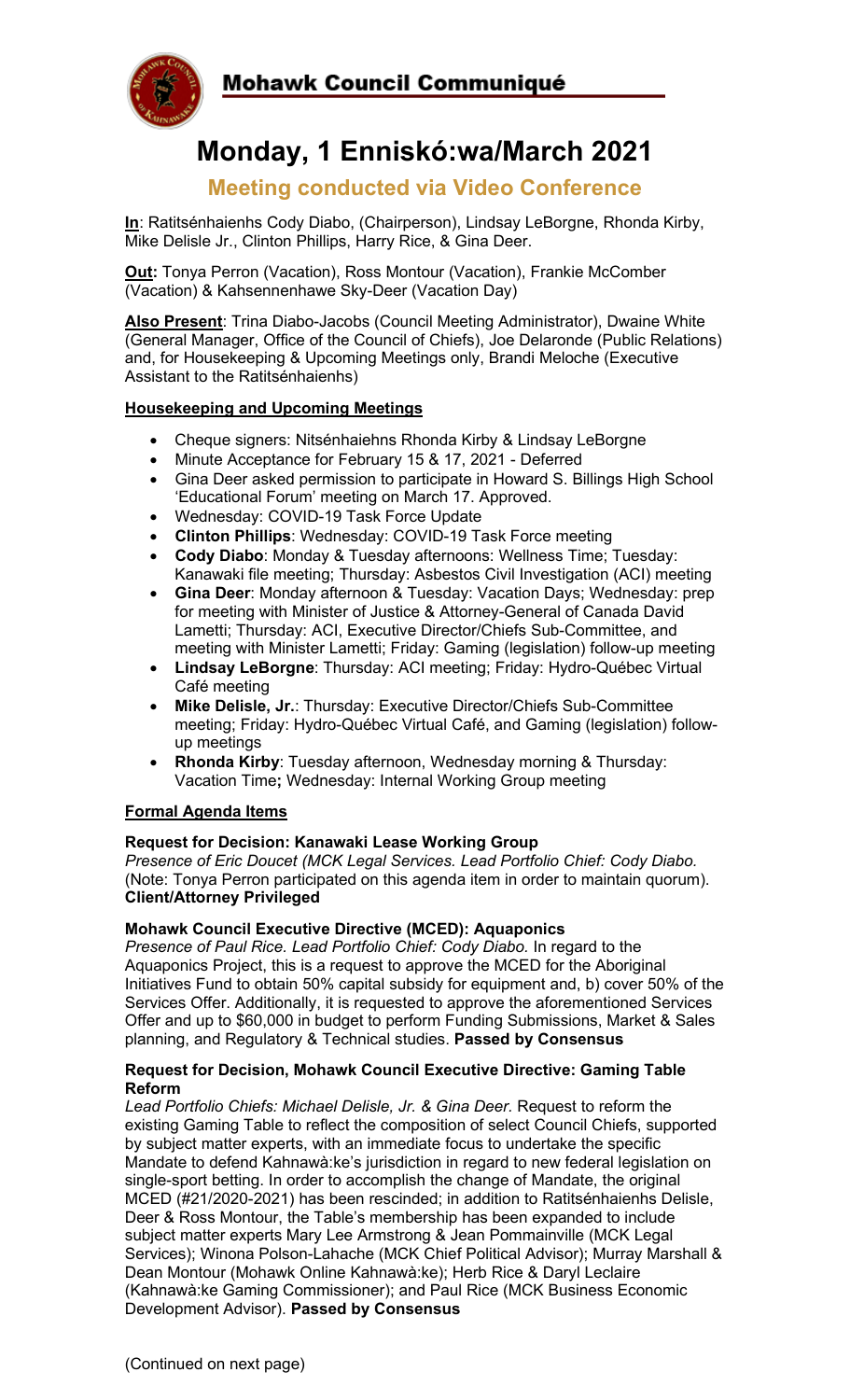**Mohawk Council Communiqué**

# Monday, 1 Enniskó:wa/March 2021

## Meeting conducted via Video Conference

**In**: Ratitsénhaienhs Cody Diabo, (Chairperson), Lindsay LeBorgne, Rhonda Kirby, Mike Delisle Jr., Clinton Phillips, Harry Rice, & Gina Deer.

**Out:** Tonya Perron (Vacation), Ross Montour (Vacation), Frankie McComber (Vacation) & Kahsennenhawe Sky-Deer (Vacation Day)

**Also Present**: Trina Diabo-Jacobs (Council Meeting Administrator), Dwaine White (General Manager, Office of the Council of Chiefs), Joe Delaronde (Public Relations) and, for Housekeeping & Upcoming Meetings only, Brandi Meloche (Executive Assistant to the Ratitsénhaienhs)

**Housekeeping and Upcoming Meetings**

- Cheque signers: Nitsénhaiehns Rhonda Kirby & Lindsay LeBorgne
- Minute Acceptance for February 15 & 17, 2021 - Deferred
- Gina Deer asked permission to participate in Howard S. Billings High School 'Educational Forum' meeting on March 17. Approved.
- Wednesday: COVID-19 Task Force Update
- **Clinton Phillips**: Wednesday: COVID-19 Task Force meeting
- **Cody Diabo**: Monday & Tuesday afternoons: Wellness Time; Tuesday: Kanawaki file meeting; Thursday: Asbestos Civil Investigation (ACI) meeting
- **Gina Deer**: Monday afternoon & Tuesday: Vacation Days; Wednesday: prep for meeting with Minister of Justice & Attorney-General of Canada David Lametti; Thursday: ACI, Executive Director/Chiefs Sub-Committee, and meeting with Minister Lametti; Friday: Gaming (legislation) follow-up meeting
- **Lindsay LeBorgne**: Thursday: ACI meeting; Friday: Hydro-Québec Virtual Café meeting
- **Mike Delisle, Jr.**: Thursday: Executive Director/Chiefs Sub-Committee meeting; Friday: Hydro-Québec Virtual Café, and Gaming (legislation) follow-up meetings
- **Rhonda Kirby**: Tuesday afternoon, Wednesday morning & Thursday: Vacation Time**;** Wednesday: Internal Working Group meeting

**Formal Agenda Items**

**Request for Decision: Kanawaki Lease Working Group**
*Presence of Eric Doucet (MCK Legal Services. Lead Portfolio Chief: Cody Diabo.* (Note: Tonya Perron participated on this agenda item in order to maintain quorum). **Client/Attorney Privileged**

**Mohawk Council Executive Directive (MCED): Aquaponics**
*Presence of Paul Rice. Lead Portfolio Chief: Cody Diabo.* In regard to the Aquaponics Project, this is a request to approve the MCED for the Aboriginal Initiatives Fund to obtain 50% capital subsidy for equipment and, b) cover 50% of the Services Offer. Additionally, it is requested to approve the aforementioned Services Offer and up to $60,000 in budget to perform Funding Submissions, Market & Sales planning, and Regulatory & Technical studies. **Passed by Consensus**

**Request for Decision, Mohawk Council Executive Directive: Gaming Table Reform**
*Lead Portfolio Chiefs: Michael Delisle, Jr. & Gina Deer.* Request to reform the existing Gaming Table to reflect the composition of select Council Chiefs, supported by subject matter experts, with an immediate focus to undertake the specific Mandate to defend Kahnawà:ke's jurisdiction in regard to new federal legislation on single-sport betting. In order to accomplish the change of Mandate, the original MCED (#21/2020-2021) has been rescinded; in addition to Ratitsénhaienhs Delisle, Deer & Ross Montour, the Table's membership has been expanded to include subject matter experts Mary Lee Armstrong & Jean Pommainville (MCK Legal Services); Winona Polson-Lahache (MCK Chief Political Advisor); Murray Marshall & Dean Montour (Mohawk Online Kahnawà:ke); Herb Rice & Daryl Leclaire (Kahnawà:ke Gaming Commissioner); and Paul Rice (MCK Business Economic Development Advisor). **Passed by Consensus**

(Continued on next page)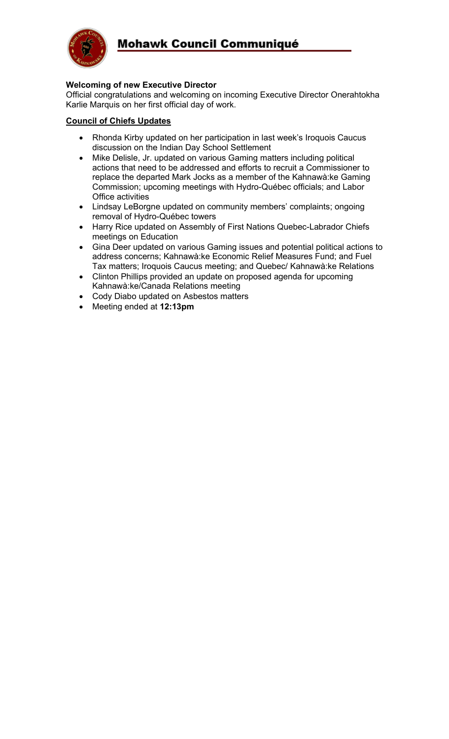# Mohawk Council Communiqué

**Welcoming of new Executive Director**
Official congratulations and welcoming on incoming Executive Director Onerahtokha Karlie Marquis on her first official day of work.

**Council of Chiefs Updates**

- Rhonda Kirby updated on her participation in last week's Iroquois Caucus discussion on the Indian Day School Settlement
- Mike Delisle, Jr. updated on various Gaming matters including political actions that need to be addressed and efforts to recruit a Commissioner to replace the departed Mark Jocks as a member of the Kahnawà:ke Gaming Commission; upcoming meetings with Hydro-Québec officials; and Labor Office activities
- Lindsay LeBorgne updated on community members' complaints; ongoing removal of Hydro-Québec towers
- Harry Rice updated on Assembly of First Nations Quebec-Labrador Chiefs meetings on Education
- Gina Deer updated on various Gaming issues and potential political actions to address concerns; Kahnawà:ke Economic Relief Measures Fund; and Fuel Tax matters; Iroquois Caucus meeting; and Quebec/ Kahnawà:ke Relations
- Clinton Phillips provided an update on proposed agenda for upcoming Kahnawà:ke/Canada Relations meeting
- Cody Diabo updated on Asbestos matters
- Meeting ended at **12:13pm**